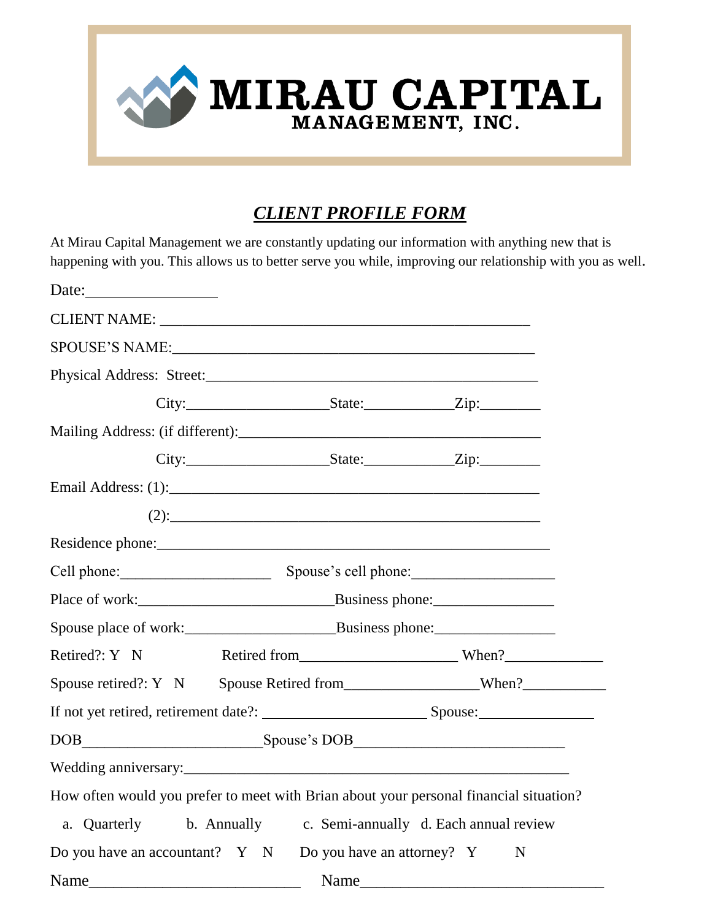# MIRAU CAPITAL
## MANAGEMENT, INC.

## ***CLIENT PROFILE FORM***

At Mirau Capital Management we are constantly updating our information with anything new that is happening with you. This allows us to better serve you while, improving our relationship with you as well.

Date:_________________

CLIENT NAME: _______________________________________________

SPOUSE'S NAME:_______________________________________________

Physical Address: Street:____________________________________________

City:__________________State:___________Zip:________

Mailing Address: (if different):______________________________________

City:__________________State:___________Zip:________

Email Address: (1):______________________________________________

(2):______________________________________________

Residence phone:__________________________________________________

Cell phone:____________________ Spouse's cell phone:___________________

Place of work:_________________________Business phone:________________

Spouse place of work:___________________Business phone:________________

Retired?: Y N Retired from____________________ When?_____________

Spouse retired?: Y N Spouse Retired from_________________When?___________

If not yet retired, retirement date?: _____________________ Spouse:_______________

DOB_______________________Spouse's DOB___________________________

Wedding anniversary:_________________________________________________

How often would you prefer to meet with Brian about your personal financial situation?

a. Quarterly b. Annually c. Semi-annually d. Each annual review

Do you have an accountant? Y N Do you have an attorney? Y N

Name__________________________ Name______________________________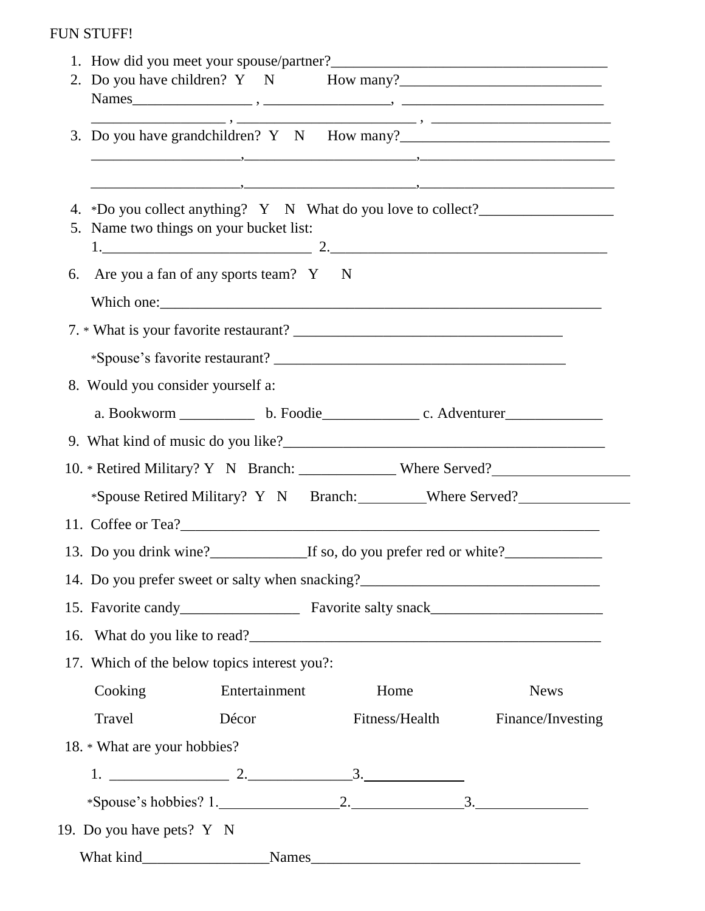FUN STUFF!

1. How did you meet your spouse/partner?_____________________________________
2. Do you have children? Y N How many?___________________________
   Names________________ , _________________, ___________________________
   _________________ , _______________________ , ________________________
3. Do you have grandchildren? Y N How many?____________________________
   ____________________,_______________________,__________________________
   ____________________,_______________________,__________________________
4. *Do you collect anything? Y N What do you love to collect?__________________
5. Name two things on your bucket list:
   1.____________________________ 2._____________________________________
6. Are you a fan of any sports team? Y N
   Which one:______________________________________________________________
7. * What is your favorite restaurant? ____________________________________
   *Spouse's favorite restaurant? _______________________________________
8. Would you consider yourself a:
   a. Bookworm __________ b. Foodie_____________ c. Adventurer_____________
9. What kind of music do you like?___________________________________________
10. * Retired Military? Y N Branch: _____________ Where Served?__________________
    *Spouse Retired Military? Y N Branch:_________Where Served?_______________
11. Coffee or Tea?_______________________________________________________
13. Do you drink wine?_____________If so, do you prefer red or white?_____________
14. Do you prefer sweet or salty when snacking?________________________________
15. Favorite candy________________ Favorite salty snack_______________________
16. What do you like to read?__________________________________________________
17. Which of the below topics interest you?:

    Cooking     Entertainment     Home     News

    Travel     Décor     Fitness/Health     Finance/Investing

18. * What are your hobbies?
    1. ________________ 2.______________3.______________
    *Spouse's hobbies? 1.________________2._______________3._______________
19. Do you have pets? Y N
    What kind_________________Names____________________________________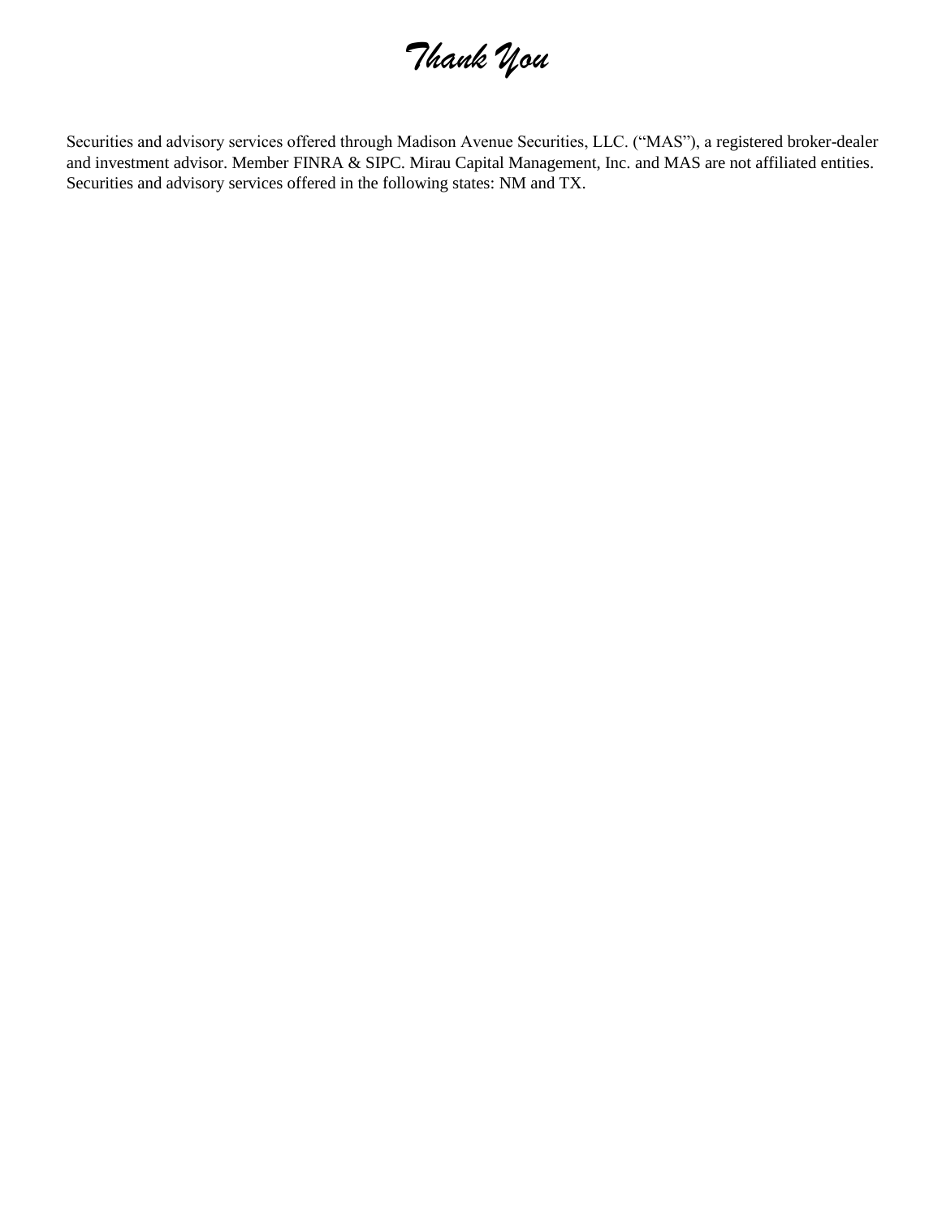# *Thank You*

Securities and advisory services offered through Madison Avenue Securities, LLC. ("MAS"), a registered broker-dealer and investment advisor. Member FINRA & SIPC. Mirau Capital Management, Inc. and MAS are not affiliated entities. Securities and advisory services offered in the following states: NM and TX.